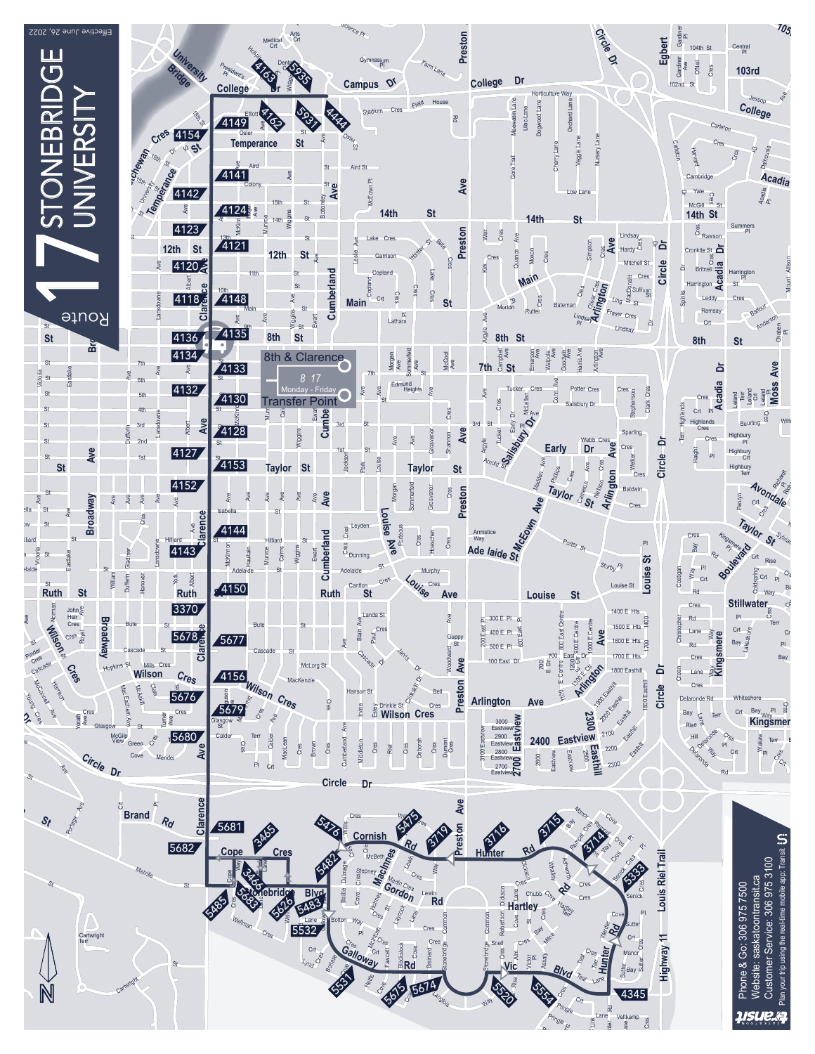# Route 17 STONEBRIDGE UNIVERSITY

Effective June 26, 2022

**8th & Clarence Transfer Point**

8 17

Monday - Friday

Phone & Go: 306 975 7500

Website: saskatoontransit.ca

Customer Service: 306 975 3100

Plan your trip using the real-time mobile app: Transit

Transit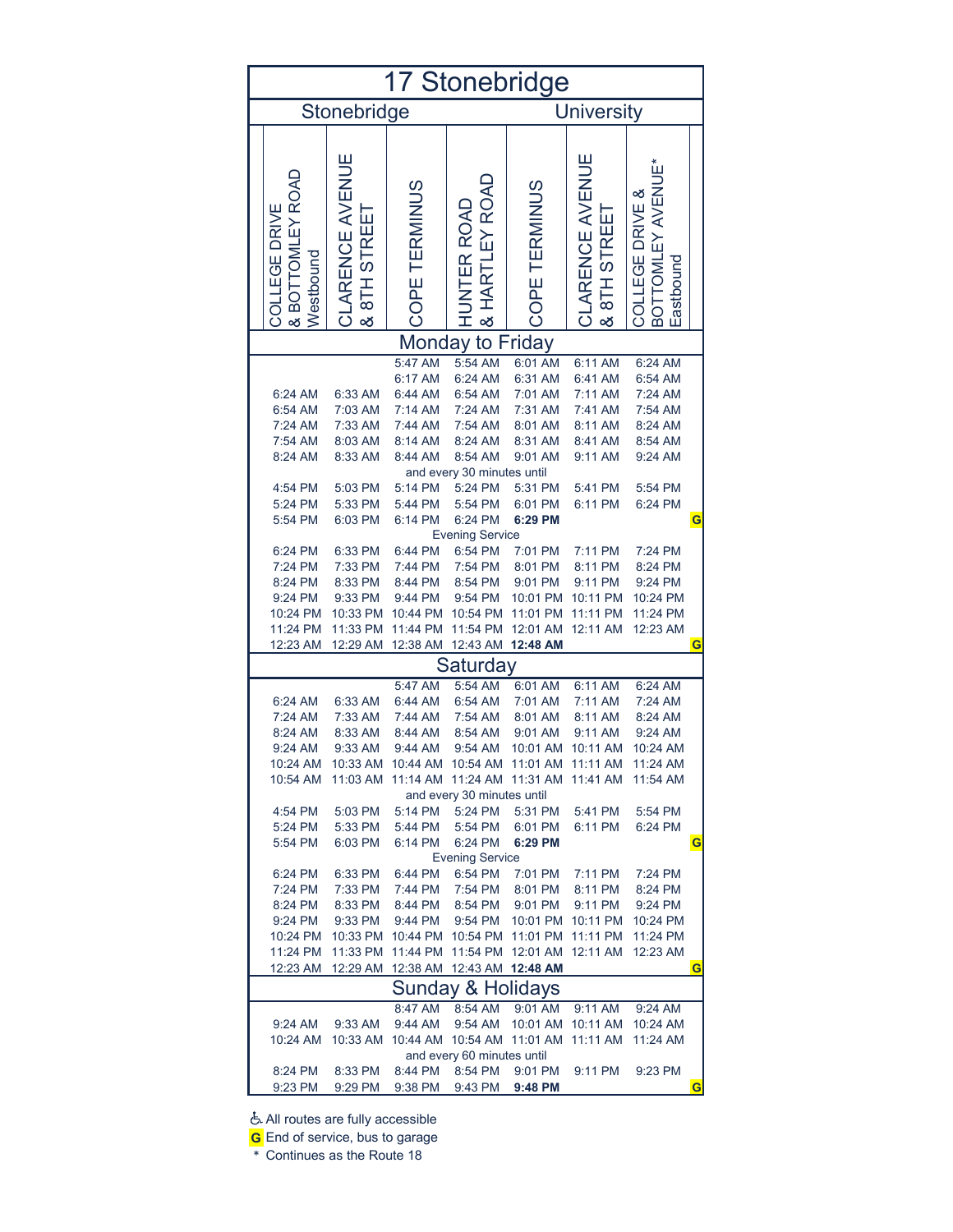# 17 Stonebridge

| Stonebridge | | | | University | | | |
|---|---|---|---|---|---|---|---|
| COLLEGE DRIVE & BOTTOMLEY ROAD Westbound | CLARENCE AVENUE & 8TH STREET | COPE TERMINUS | HUNTER ROAD & HARTLEY ROAD | COPE TERMINUS | CLARENCE AVENUE & 8TH STREET | COLLEGE DRIVE & BOTTOMLEY AVENUE* Eastbound | |
| **Monday to Friday** | | | | | | | |
| | | 5:47 AM | 5:54 AM | 6:01 AM | 6:11 AM | 6:24 AM | |
| | | 6:17 AM | 6:24 AM | 6:31 AM | 6:41 AM | 6:54 AM | |
| 6:24 AM | 6:33 AM | 6:44 AM | 6:54 AM | 7:01 AM | 7:11 AM | 7:24 AM | |
| 6:54 AM | 7:03 AM | 7:14 AM | 7:24 AM | 7:31 AM | 7:41 AM | 7:54 AM | |
| 7:24 AM | 7:33 AM | 7:44 AM | 7:54 AM | 8:01 AM | 8:11 AM | 8:24 AM | |
| 7:54 AM | 8:03 AM | 8:14 AM | 8:24 AM | 8:31 AM | 8:41 AM | 8:54 AM | |
| 8:24 AM | 8:33 AM | 8:44 AM | 8:54 AM | 9:01 AM | 9:11 AM | 9:24 AM | |
| and every 30 minutes until | | | | | | | |
| 4:54 PM | 5:03 PM | 5:14 PM | 5:24 PM | 5:31 PM | 5:41 PM | 5:54 PM | |
| 5:24 PM | 5:33 PM | 5:44 PM | 5:54 PM | 6:01 PM | 6:11 PM | 6:24 PM | |
| 5:54 PM | 6:03 PM | 6:14 PM | 6:24 PM | **6:29 PM** | | | G |
| Evening Service | | | | | | | |
| 6:24 PM | 6:33 PM | 6:44 PM | 6:54 PM | 7:01 PM | 7:11 PM | 7:24 PM | |
| 7:24 PM | 7:33 PM | 7:44 PM | 7:54 PM | 8:01 PM | 8:11 PM | 8:24 PM | |
| 8:24 PM | 8:33 PM | 8:44 PM | 8:54 PM | 9:01 PM | 9:11 PM | 9:24 PM | |
| 9:24 PM | 9:33 PM | 9:44 PM | 9:54 PM | 10:01 PM | 10:11 PM | 10:24 PM | |
| 10:24 PM | 10:33 PM | 10:44 PM | 10:54 PM | 11:01 PM | 11:11 PM | 11:24 PM | |
| 11:24 PM | 11:33 PM | 11:44 PM | 11:54 PM | 12:01 AM | 12:11 AM | 12:23 AM | |
| 12:23 AM | 12:29 AM | 12:38 AM | 12:43 AM | **12:48 AM** | | | G |
| **Saturday** | | | | | | | |
| | | 5:47 AM | 5:54 AM | 6:01 AM | 6:11 AM | 6:24 AM | |
| 6:24 AM | 6:33 AM | 6:44 AM | 6:54 AM | 7:01 AM | 7:11 AM | 7:24 AM | |
| 7:24 AM | 7:33 AM | 7:44 AM | 7:54 AM | 8:01 AM | 8:11 AM | 8:24 AM | |
| 8:24 AM | 8:33 AM | 8:44 AM | 8:54 AM | 9:01 AM | 9:11 AM | 9:24 AM | |
| 9:24 AM | 9:33 AM | 9:44 AM | 9:54 AM | 10:01 AM | 10:11 AM | 10:24 AM | |
| 10:24 AM | 10:33 AM | 10:44 AM | 10:54 AM | 11:01 AM | 11:11 AM | 11:24 AM | |
| 10:54 AM | 11:03 AM | 11:14 AM | 11:24 AM | 11:31 AM | 11:41 AM | 11:54 AM | |
| and every 30 minutes until | | | | | | | |
| 4:54 PM | 5:03 PM | 5:14 PM | 5:24 PM | 5:31 PM | 5:41 PM | 5:54 PM | |
| 5:24 PM | 5:33 PM | 5:44 PM | 5:54 PM | 6:01 PM | 6:11 PM | 6:24 PM | |
| 5:54 PM | 6:03 PM | 6:14 PM | 6:24 PM | **6:29 PM** | | | G |
| Evening Service | | | | | | | |
| 6:24 PM | 6:33 PM | 6:44 PM | 6:54 PM | 7:01 PM | 7:11 PM | 7:24 PM | |
| 7:24 PM | 7:33 PM | 7:44 PM | 7:54 PM | 8:01 PM | 8:11 PM | 8:24 PM | |
| 8:24 PM | 8:33 PM | 8:44 PM | 8:54 PM | 9:01 PM | 9:11 PM | 9:24 PM | |
| 9:24 PM | 9:33 PM | 9:44 PM | 9:54 PM | 10:01 PM | 10:11 PM | 10:24 PM | |
| 10:24 PM | 10:33 PM | 10:44 PM | 10:54 PM | 11:01 PM | 11:11 PM | 11:24 PM | |
| 11:24 PM | 11:33 PM | 11:44 PM | 11:54 PM | 12:01 AM | 12:11 AM | 12:23 AM | |
| 12:23 AM | 12:29 AM | 12:38 AM | 12:43 AM | **12:48 AM** | | | G |
| **Sunday & Holidays** | | | | | | | |
| | | 8:47 AM | 8:54 AM | 9:01 AM | 9:11 AM | 9:24 AM | |
| 9:24 AM | 9:33 AM | 9:44 AM | 9:54 AM | 10:01 AM | 10:11 AM | 10:24 AM | |
| 10:24 AM | 10:33 AM | 10:44 AM | 10:54 AM | 11:01 AM | 11:11 AM | 11:24 AM | |
| and every 60 minutes until | | | | | | | |
| 8:24 PM | 8:33 PM | 8:44 PM | 8:54 PM | 9:01 PM | 9:11 PM | 9:23 PM | |
| 9:23 PM | 9:29 PM | 9:38 PM | 9:43 PM | **9:48 PM** | | | G |

♿ All routes are fully accessible

G End of service, bus to garage

\* Continues as the Route 18